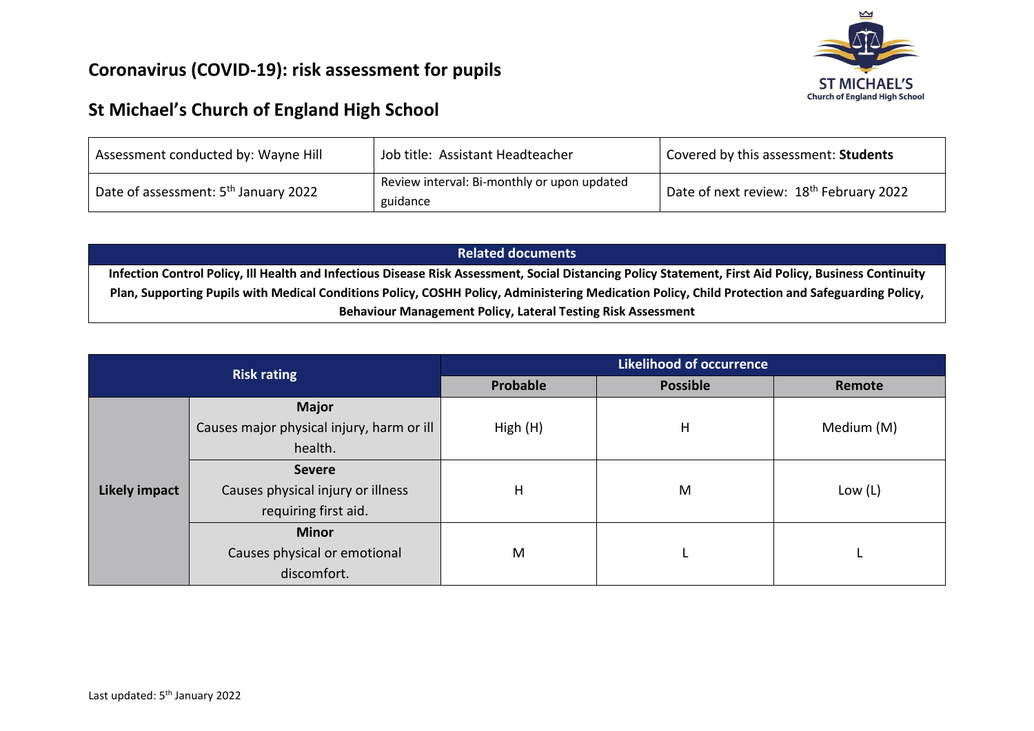# Coronavirus (COVID-19): risk assessment for pupils

## St Michael's Church of England High School

| Assessment conducted by: Wayne Hill | Job title: Assistant Headteacher | Covered by this assessment: **Students** |
|---|---|---|
| Date of assessment: 5th January 2022 | Review interval: Bi-monthly or upon updated guidance | Date of next review: 18th February 2022 |

| Related documents |
|---|
| **Infection Control Policy, Ill Health and Infectious Disease Risk Assessment, Social Distancing Policy Statement, First Aid Policy, Business Continuity Plan, Supporting Pupils with Medical Conditions Policy, COSHH Policy, Administering Medication Policy, Child Protection and Safeguarding Policy, Behaviour Management Policy, Lateral Testing Risk Assessment** |

| Risk rating | | Likelihood of occurrence | | |
|---|---|---|---|---|
| | | **Probable** | **Possible** | **Remote** |
| **Likely impact** | **Major** Causes major physical injury, harm or ill health. | High (H) | H | Medium (M) |
| | **Severe** Causes physical injury or illness requiring first aid. | H | M | Low (L) |
| | **Minor** Causes physical or emotional discomfort. | M | L | L |

Last updated: 5th January 2022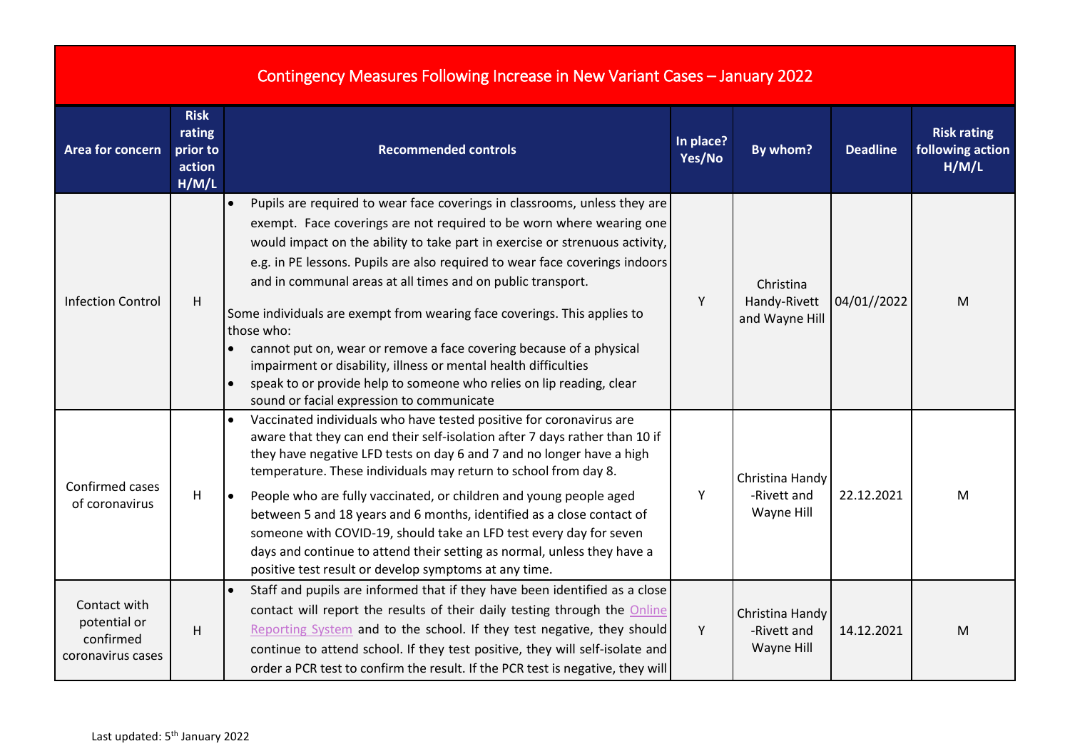| Contingency Measures Following Increase in New Variant Cases – January 2022 | | | | | | |
|---|---|---|---|---|---|---|
| **Area for concern** | **Risk rating prior to action H/M/L** | **Recommended controls** | **In place? Yes/No** | **By whom?** | **Deadline** | **Risk rating following action H/M/L** |
| Infection Control | H | • Pupils are required to wear face coverings in classrooms, unless they are exempt. Face coverings are not required to be worn where wearing one would impact on the ability to take part in exercise or strenuous activity, e.g. in PE lessons. Pupils are also required to wear face coverings indoors and in communal areas at all times and on public transport.<br><br>Some individuals are exempt from wearing face coverings. This applies to those who:<br>• cannot put on, wear or remove a face covering because of a physical impairment or disability, illness or mental health difficulties<br>• speak to or provide help to someone who relies on lip reading, clear sound or facial expression to communicate | Y | Christina Handy-Rivett and Wayne Hill | 04/01//2022 | M |
| Confirmed cases of coronavirus | H | • Vaccinated individuals who have tested positive for coronavirus are aware that they can end their self-isolation after 7 days rather than 10 if they have negative LFD tests on day 6 and 7 and no longer have a high temperature. These individuals may return to school from day 8.<br>• People who are fully vaccinated, or children and young people aged between 5 and 18 years and 6 months, identified as a close contact of someone with COVID-19, should take an LFD test every day for seven days and continue to attend their setting as normal, unless they have a positive test result or develop symptoms at any time. | Y | Christina Handy -Rivett and Wayne Hill | 22.12.2021 | M |
| Contact with potential or confirmed coronavirus cases | H | • Staff and pupils are informed that if they have been identified as a close contact will report the results of their daily testing through the Online Reporting System and to the school. If they test negative, they should continue to attend school. If they test positive, they will self-isolate and order a PCR test to confirm the result. If the PCR test is negative, they will | Y | Christina Handy -Rivett and Wayne Hill | 14.12.2021 | M |

Last updated: 5th January 2022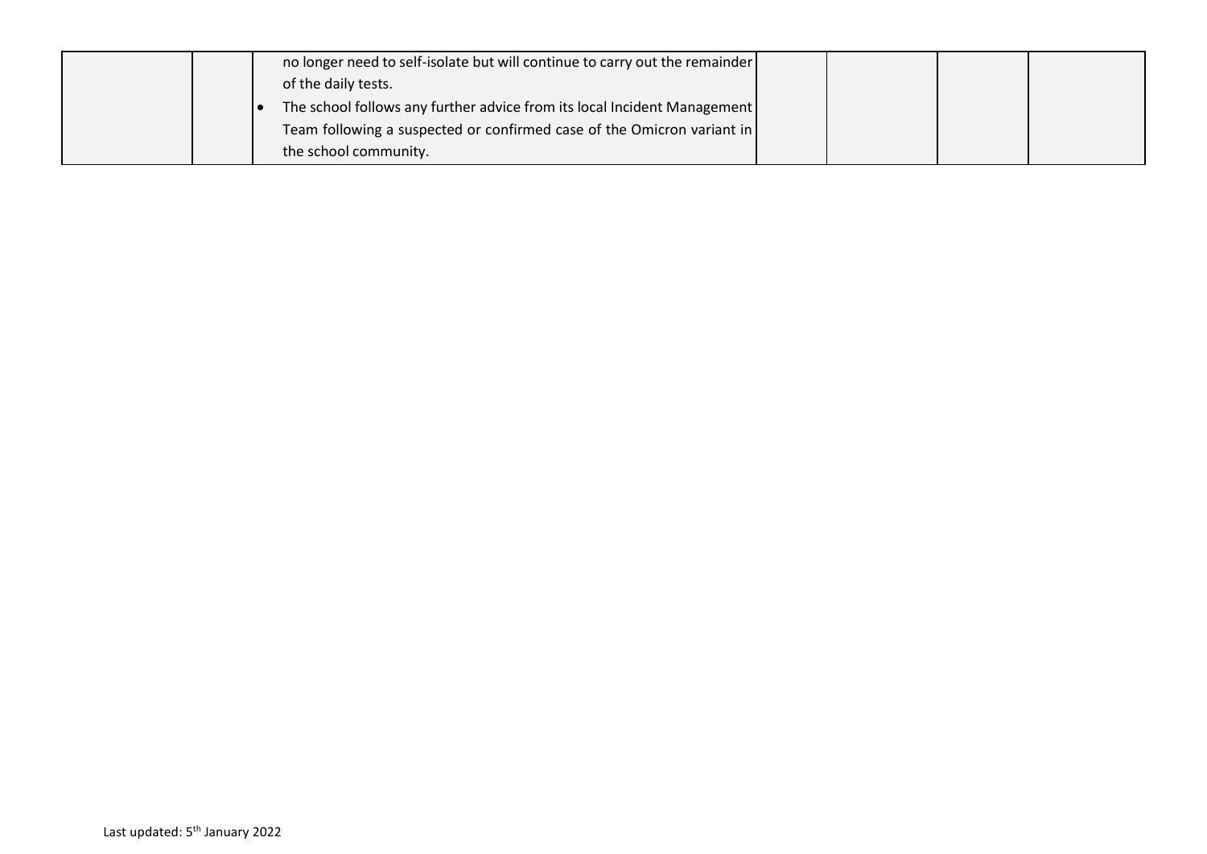|  |  |  |  |  |  |  |
|---|---|---|---|---|---|---|
|  |  | no longer need to self-isolate but will continue to carry out the remainder of the daily tests.<br>• The school follows any further advice from its local Incident Management Team following a suspected or confirmed case of the Omicron variant in the school community. |  |  |  |  |

Last updated: 5th January 2022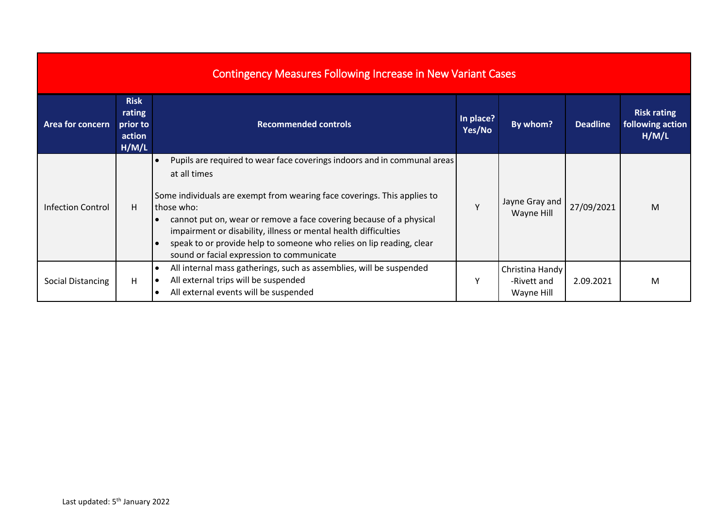| Contingency Measures Following Increase in New Variant Cases | | | | | | |
|---|---|---|---|---|---|---|
| **Area for concern** | **Risk rating prior to action H/M/L** | **Recommended controls** | **In place? Yes/No** | **By whom?** | **Deadline** | **Risk rating following action H/M/L** |
| Infection Control | H | • Pupils are required to wear face coverings indoors and in communal areas at all times<br><br>Some individuals are exempt from wearing face coverings. This applies to those who:<br>• cannot put on, wear or remove a face covering because of a physical impairment or disability, illness or mental health difficulties<br>• speak to or provide help to someone who relies on lip reading, clear sound or facial expression to communicate | Y | Jayne Gray and Wayne Hill | 27/09/2021 | M |
| Social Distancing | H | • All internal mass gatherings, such as assemblies, will be suspended<br>• All external trips will be suspended<br>• All external events will be suspended | Y | Christina Handy-Rivett and Wayne Hill | 2.09.2021 | M |

Last updated: 5th January 2022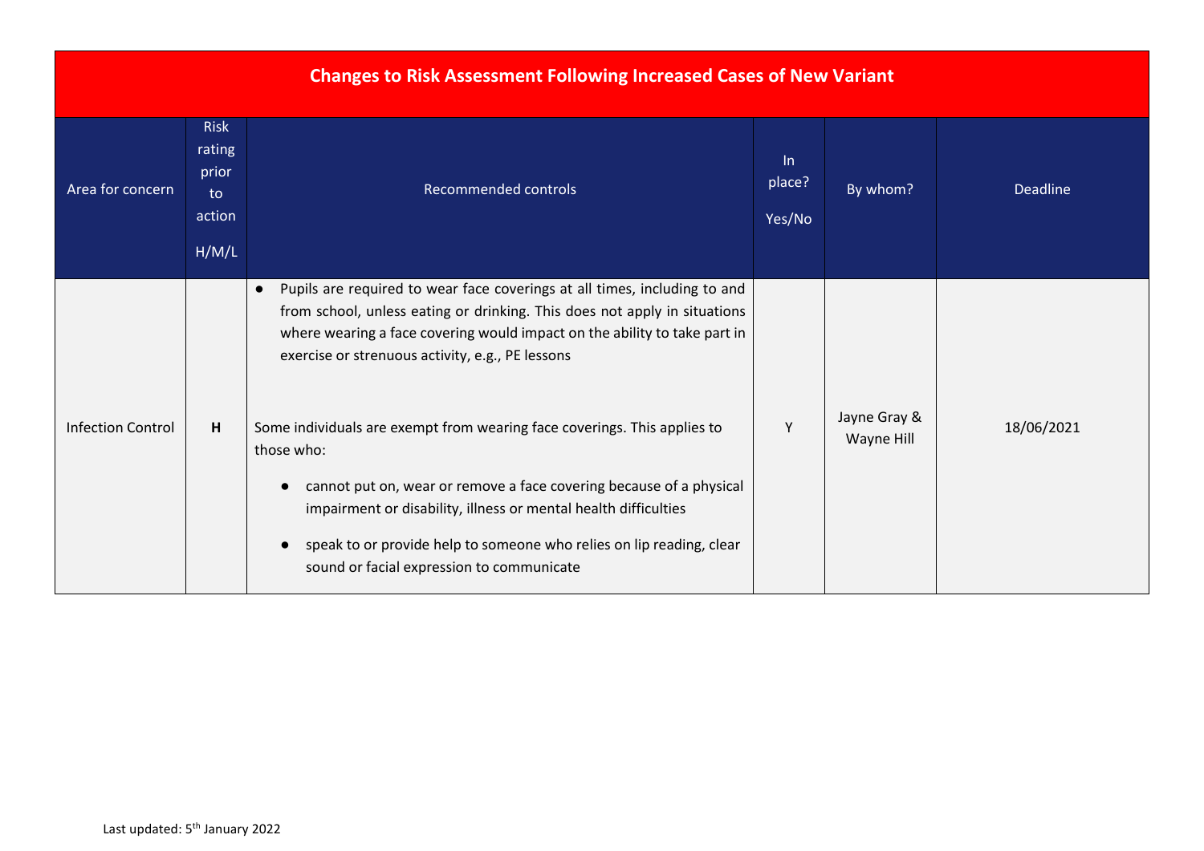| Changes to Risk Assessment Following Increased Cases of New Variant | | | | | |
|---|---|---|---|---|---|
| Area for concern | Risk rating prior to action H/M/L | Recommended controls | In place? Yes/No | By whom? | Deadline |
| Infection Control | **H** | • Pupils are required to wear face coverings at all times, including to and from school, unless eating or drinking. This does not apply in situations where wearing a face covering would impact on the ability to take part in exercise or strenuous activity, e.g., PE lessons<br><br>Some individuals are exempt from wearing face coverings. This applies to those who:<br>• cannot put on, wear or remove a face covering because of a physical impairment or disability, illness or mental health difficulties<br>• speak to or provide help to someone who relies on lip reading, clear sound or facial expression to communicate | Y | Jayne Gray & Wayne Hill | 18/06/2021 |

Last updated: 5th January 2022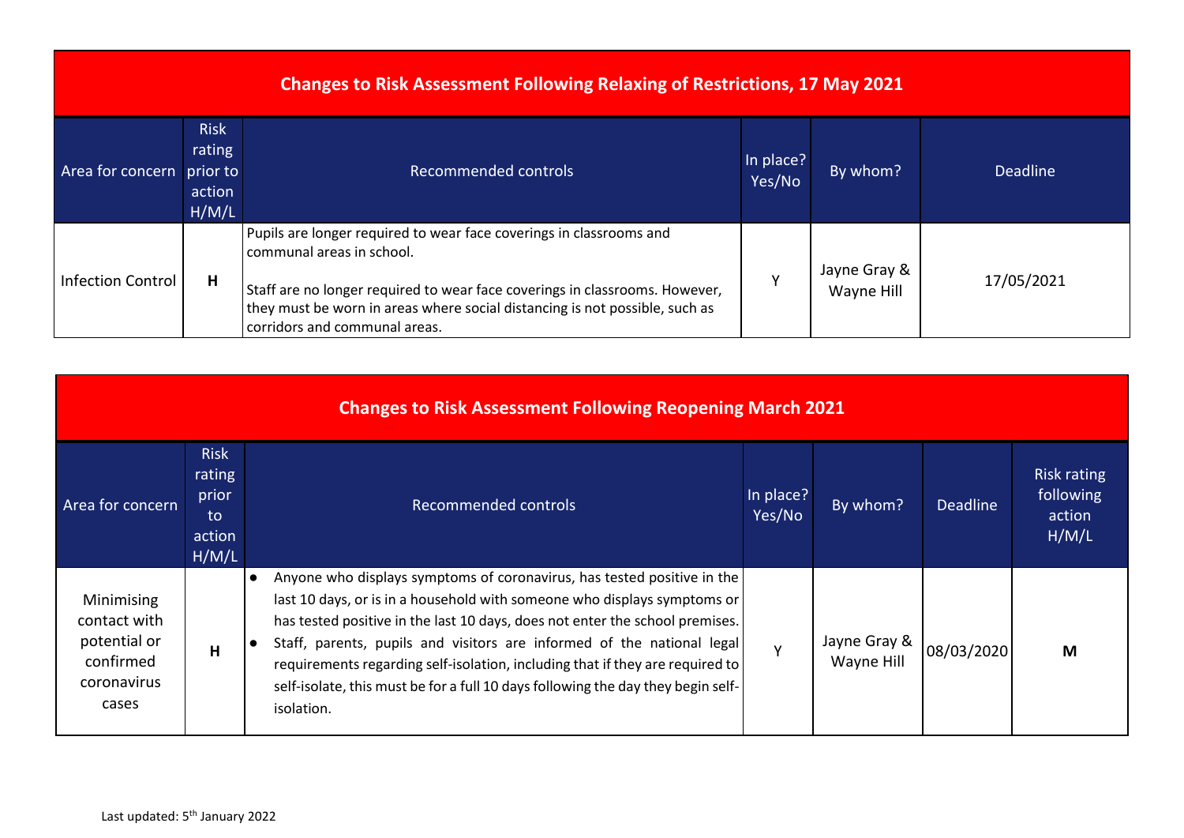## Changes to Risk Assessment Following Relaxing of Restrictions, 17 May 2021

| Area for concern | Risk rating prior to action H/M/L | Recommended controls | In place? Yes/No | By whom? | Deadline |
|---|---|---|---|---|---|
| Infection Control | **H** | Pupils are longer required to wear face coverings in classrooms and communal areas in school.<br><br>Staff are no longer required to wear face coverings in classrooms. However, they must be worn in areas where social distancing is not possible, such as corridors and communal areas. | Y | Jayne Gray & Wayne Hill | 17/05/2021 |

## Changes to Risk Assessment Following Reopening March 2021

| Area for concern | Risk rating prior to action H/M/L | Recommended controls | In place? Yes/No | By whom? | Deadline | Risk rating following action H/M/L |
|---|---|---|---|---|---|---|
| Minimising contact with potential or confirmed coronavirus cases | **H** | • Anyone who displays symptoms of coronavirus, has tested positive in the last 10 days, or is in a household with someone who displays symptoms or has tested positive in the last 10 days, does not enter the school premises.<br>• Staff, parents, pupils and visitors are informed of the national legal requirements regarding self-isolation, including that if they are required to self-isolate, this must be for a full 10 days following the day they begin self-isolation. | Y | Jayne Gray & Wayne Hill | 08/03/2020 | **M** |

Last updated: 5th January 2022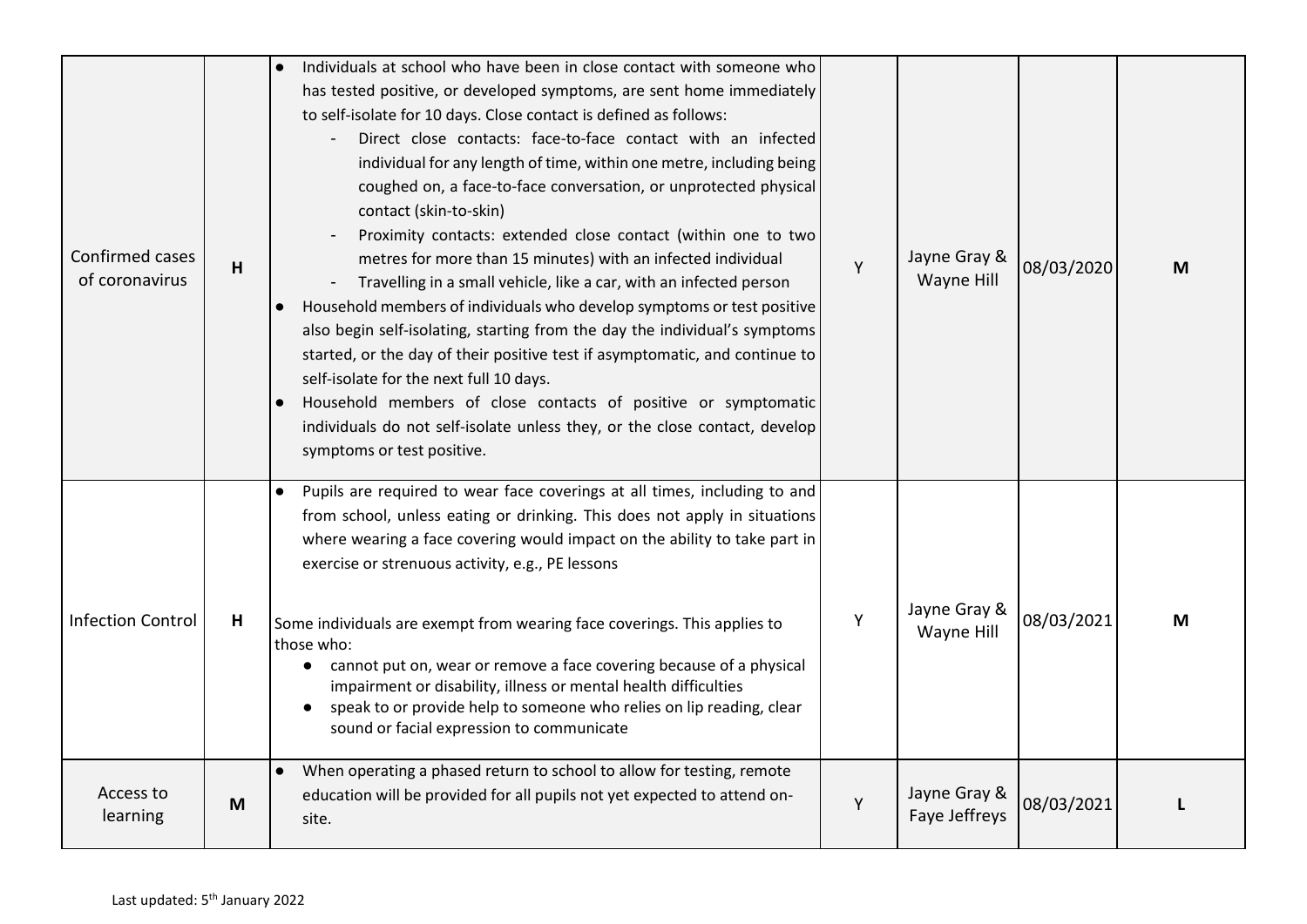| Confirmed cases of coronavirus | H | • Individuals at school who have been in close contact with someone who has tested positive, or developed symptoms, are sent home immediately to self-isolate for 10 days. Close contact is defined as follows:<br>- Direct close contacts: face-to-face contact with an infected individual for any length of time, within one metre, including being coughed on, a face-to-face conversation, or unprotected physical contact (skin-to-skin)<br>- Proximity contacts: extended close contact (within one to two metres for more than 15 minutes) with an infected individual<br>- Travelling in a small vehicle, like a car, with an infected person<br>• Household members of individuals who develop symptoms or test positive also begin self-isolating, starting from the day the individual's symptoms started, or the day of their positive test if asymptomatic, and continue to self-isolate for the next full 10 days.<br>• Household members of close contacts of positive or symptomatic individuals do not self-isolate unless they, or the close contact, develop symptoms or test positive. | Y | Jayne Gray & Wayne Hill | 08/03/2020 | M |
|---|---|---|---|---|---|---|
| Infection Control | H | • Pupils are required to wear face coverings at all times, including to and from school, unless eating or drinking. This does not apply in situations where wearing a face covering would impact on the ability to take part in exercise or strenuous activity, e.g., PE lessons<br><br>Some individuals are exempt from wearing face coverings. This applies to those who:<br>• cannot put on, wear or remove a face covering because of a physical impairment or disability, illness or mental health difficulties<br>• speak to or provide help to someone who relies on lip reading, clear sound or facial expression to communicate | Y | Jayne Gray & Wayne Hill | 08/03/2021 | M |
| Access to learning | M | • When operating a phased return to school to allow for testing, remote education will be provided for all pupils not yet expected to attend on-site. | Y | Jayne Gray & Faye Jeffreys | 08/03/2021 | L |

Last updated: 5th January 2022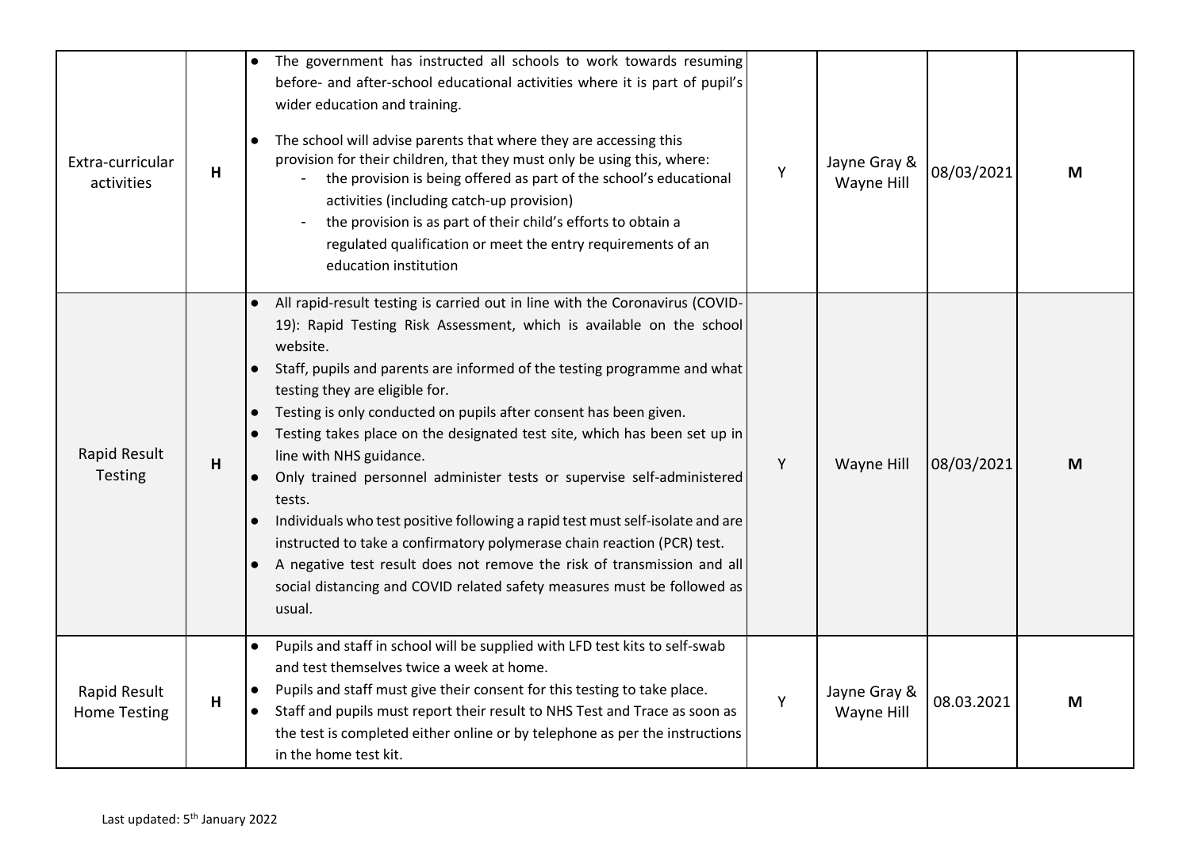| | | | | | | |
|---|---|---|---|---|---|---|
| Extra-curricular activities | **H** | • The government has instructed all schools to work towards resuming before- and after-school educational activities where it is part of pupil's wider education and training.<br><br>• The school will advise parents that where they are accessing this provision for their children, that they must only be using this, where:<br>- the provision is being offered as part of the school's educational activities (including catch-up provision)<br>- the provision is as part of their child's efforts to obtain a regulated qualification or meet the entry requirements of an education institution | Y | Jayne Gray & Wayne Hill | 08/03/2021 | **M** |
| Rapid Result Testing | **H** | • All rapid-result testing is carried out in line with the Coronavirus (COVID-19): Rapid Testing Risk Assessment, which is available on the school website.<br>• Staff, pupils and parents are informed of the testing programme and what testing they are eligible for.<br>• Testing is only conducted on pupils after consent has been given.<br>• Testing takes place on the designated test site, which has been set up in line with NHS guidance.<br>• Only trained personnel administer tests or supervise self-administered tests.<br>• Individuals who test positive following a rapid test must self-isolate and are instructed to take a confirmatory polymerase chain reaction (PCR) test.<br>• A negative test result does not remove the risk of transmission and all social distancing and COVID related safety measures must be followed as usual. | Y | Wayne Hill | 08/03/2021 | **M** |
| Rapid Result Home Testing | **H** | • Pupils and staff in school will be supplied with LFD test kits to self-swab and test themselves twice a week at home.<br>• Pupils and staff must give their consent for this testing to take place.<br>• Staff and pupils must report their result to NHS Test and Trace as soon as the test is completed either online or by telephone as per the instructions in the home test kit. | Y | Jayne Gray & Wayne Hill | 08.03.2021 | **M** |

Last updated: 5th January 2022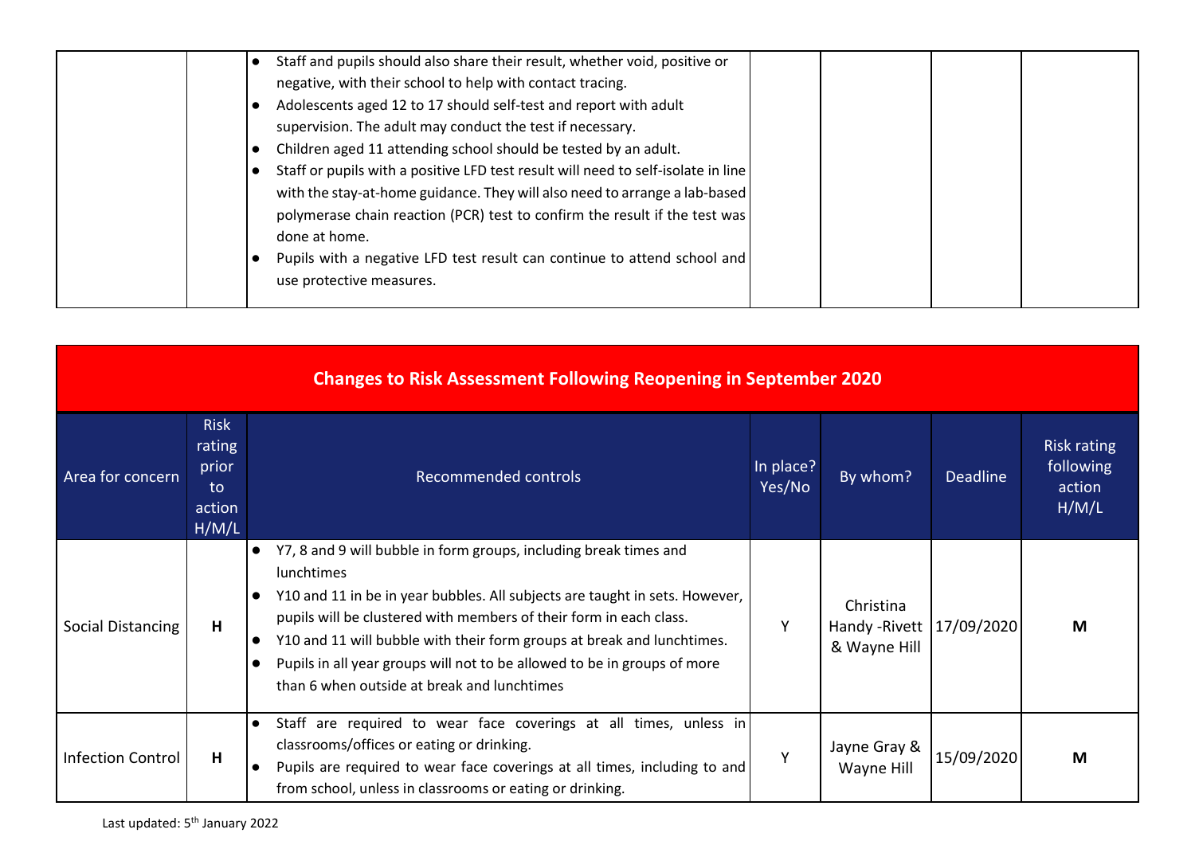| | | | | | | |
|---|---|---|---|---|---|---|
| | | • Staff and pupils should also share their result, whether void, positive or negative, with their school to help with contact tracing.<br>• Adolescents aged 12 to 17 should self-test and report with adult supervision. The adult may conduct the test if necessary.<br>• Children aged 11 attending school should be tested by an adult.<br>• Staff or pupils with a positive LFD test result will need to self-isolate in line with the stay-at-home guidance. They will also need to arrange a lab-based polymerase chain reaction (PCR) test to confirm the result if the test was done at home.<br>• Pupils with a negative LFD test result can continue to attend school and use protective measures. | | | | |

## Changes to Risk Assessment Following Reopening in September 2020

| Area for concern | Risk rating prior to action H/M/L | Recommended controls | In place? Yes/No | By whom? | Deadline | Risk rating following action H/M/L |
|---|---|---|---|---|---|---|
| Social Distancing | **H** | • Y7, 8 and 9 will bubble in form groups, including break times and lunchtimes<br>• Y10 and 11 in be in year bubbles. All subjects are taught in sets. However, pupils will be clustered with members of their form in each class.<br>• Y10 and 11 will bubble with their form groups at break and lunchtimes.<br>• Pupils in all year groups will not to be allowed to be in groups of more than 6 when outside at break and lunchtimes | Y | Christina Handy -Rivett & Wayne Hill | 17/09/2020 | **M** |
| Infection Control | **H** | • Staff are required to wear face coverings at all times, unless in classrooms/offices or eating or drinking.<br>• Pupils are required to wear face coverings at all times, including to and from school, unless in classrooms or eating or drinking. | Y | Jayne Gray & Wayne Hill | 15/09/2020 | **M** |

Last updated: 5th January 2022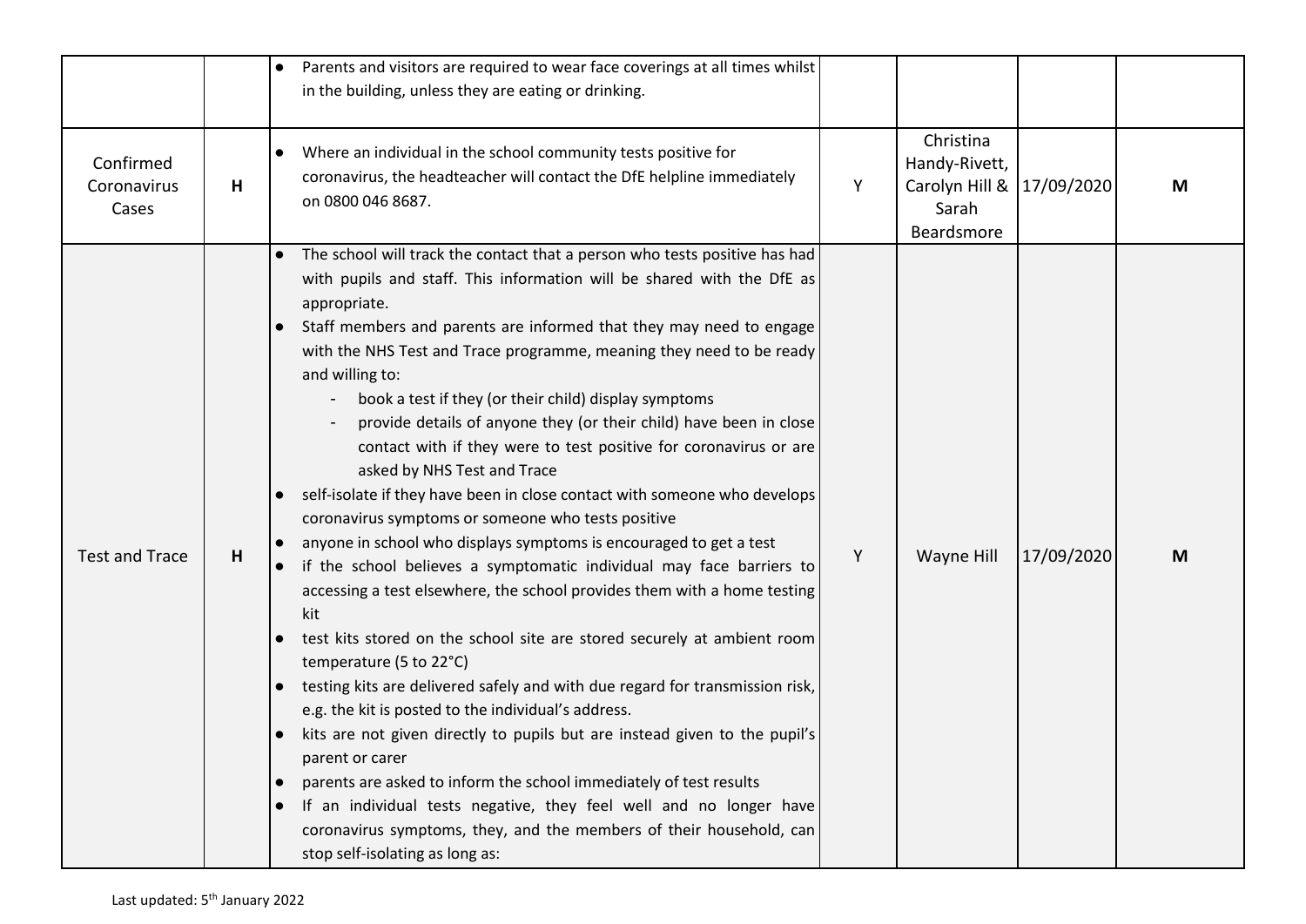| | | | | | | |
|---|---|---|---|---|---|---|
| | | • Parents and visitors are required to wear face coverings at all times whilst in the building, unless they are eating or drinking. | | | | |
| Confirmed Coronavirus Cases | H | • Where an individual in the school community tests positive for coronavirus, the headteacher will contact the DfE helpline immediately on 0800 046 8687. | Y | Christina Handy-Rivett, Carolyn Hill & Sarah Beardsmore | 17/09/2020 | M |
| Test and Trace | H | • The school will track the contact that a person who tests positive has had with pupils and staff. This information will be shared with the DfE as appropriate.<br>• Staff members and parents are informed that they may need to engage with the NHS Test and Trace programme, meaning they need to be ready and willing to:<br>- book a test if they (or their child) display symptoms<br>- provide details of anyone they (or their child) have been in close contact with if they were to test positive for coronavirus or are asked by NHS Test and Trace<br>• self-isolate if they have been in close contact with someone who develops coronavirus symptoms or someone who tests positive<br>• anyone in school who displays symptoms is encouraged to get a test<br>• if the school believes a symptomatic individual may face barriers to accessing a test elsewhere, the school provides them with a home testing kit<br>• test kits stored on the school site are stored securely at ambient room temperature (5 to 22°C)<br>• testing kits are delivered safely and with due regard for transmission risk, e.g. the kit is posted to the individual's address.<br>• kits are not given directly to pupils but are instead given to the pupil's parent or carer<br>• parents are asked to inform the school immediately of test results<br>• If an individual tests negative, they feel well and no longer have coronavirus symptoms, they, and the members of their household, can stop self-isolating as long as: | Y | Wayne Hill | 17/09/2020 | M |

Last updated: 5th January 2022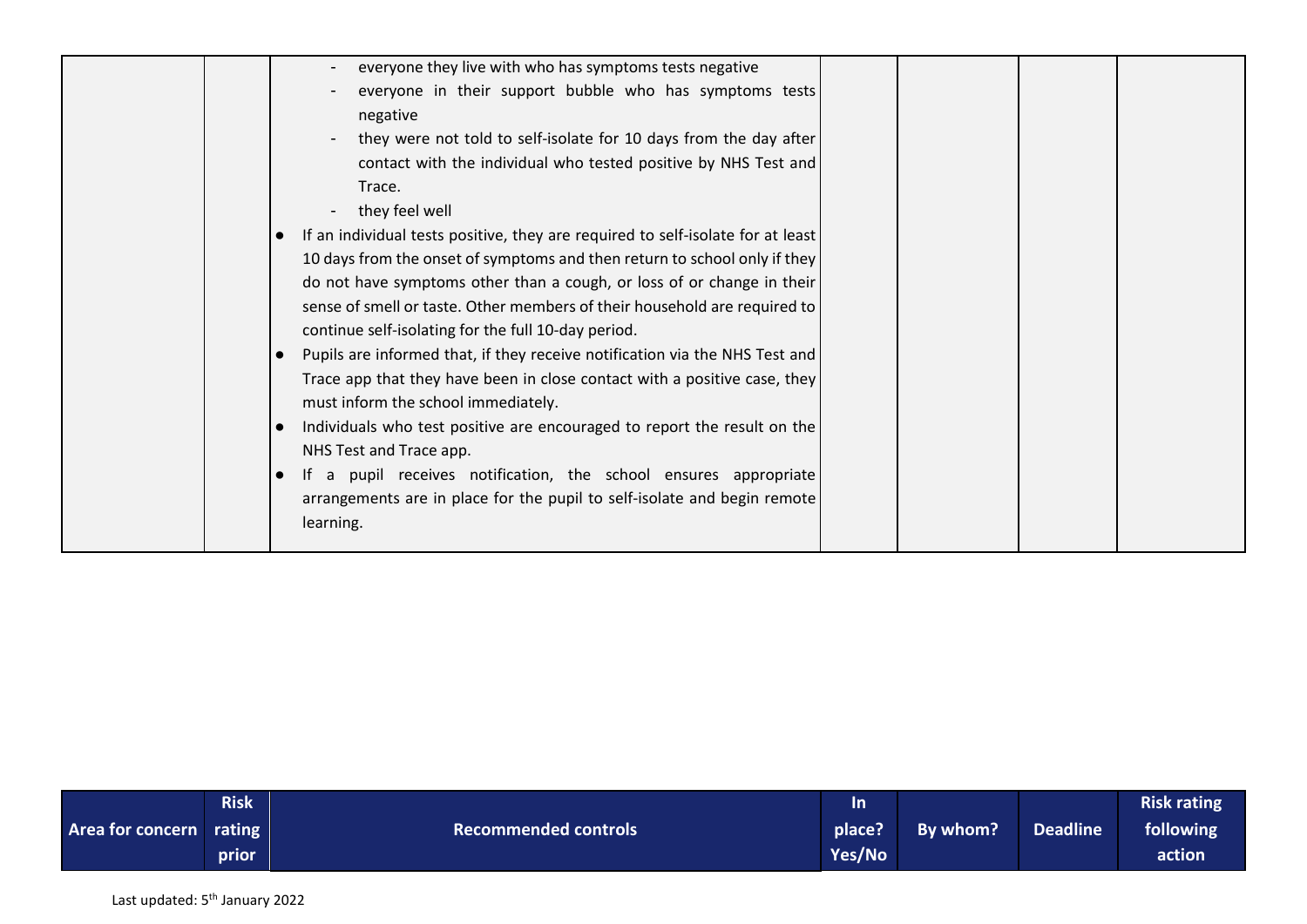| | | | | | | |
|---|---|---|---|---|---|---|
| | | - everyone they live with who has symptoms tests negative<br>- everyone in their support bubble who has symptoms tests negative<br>- they were not told to self-isolate for 10 days from the day after contact with the individual who tested positive by NHS Test and Trace.<br>- they feel well<br>● If an individual tests positive, they are required to self-isolate for at least 10 days from the onset of symptoms and then return to school only if they do not have symptoms other than a cough, or loss of or change in their sense of smell or taste. Other members of their household are required to continue self-isolating for the full 10-day period.<br>● Pupils are informed that, if they receive notification via the NHS Test and Trace app that they have been in close contact with a positive case, they must inform the school immediately.<br>● Individuals who test positive are encouraged to report the result on the NHS Test and Trace app.<br>● If a pupil receives notification, the school ensures appropriate arrangements are in place for the pupil to self-isolate and begin remote learning. | | | | |

| Area for concern | Risk rating prior | Recommended controls | In place? Yes/No | By whom? | Deadline | Risk rating following action |
|---|---|---|---|---|---|---|

Last updated: 5th January 2022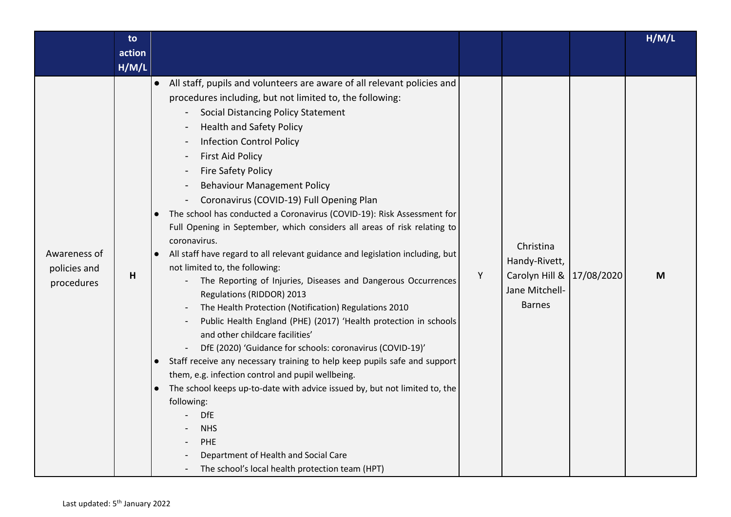| | to action H/M/L | | | | | H/M/L |
|---|---|---|---|---|---|---|
| Awareness of policies and procedures | H | ● All staff, pupils and volunteers are aware of all relevant policies and procedures including, but not limited to, the following:<br>- Social Distancing Policy Statement<br>- Health and Safety Policy<br>- Infection Control Policy<br>- First Aid Policy<br>- Fire Safety Policy<br>- Behaviour Management Policy<br>- Coronavirus (COVID-19) Full Opening Plan<br>● The school has conducted a Coronavirus (COVID-19): Risk Assessment for Full Opening in September, which considers all areas of risk relating to coronavirus.<br>● All staff have regard to all relevant guidance and legislation including, but not limited to, the following:<br>- The Reporting of Injuries, Diseases and Dangerous Occurrences Regulations (RIDDOR) 2013<br>- The Health Protection (Notification) Regulations 2010<br>- Public Health England (PHE) (2017) 'Health protection in schools and other childcare facilities'<br>- DfE (2020) 'Guidance for schools: coronavirus (COVID-19)'<br>● Staff receive any necessary training to help keep pupils safe and support them, e.g. infection control and pupil wellbeing.<br>● The school keeps up-to-date with advice issued by, but not limited to, the following:<br>- DfE<br>- NHS<br>- PHE<br>- Department of Health and Social Care<br>- The school's local health protection team (HPT) | Y | Christina Handy-Rivett, Carolyn Hill & Jane Mitchell-Barnes | 17/08/2020 | M |

Last updated: 5th January 2022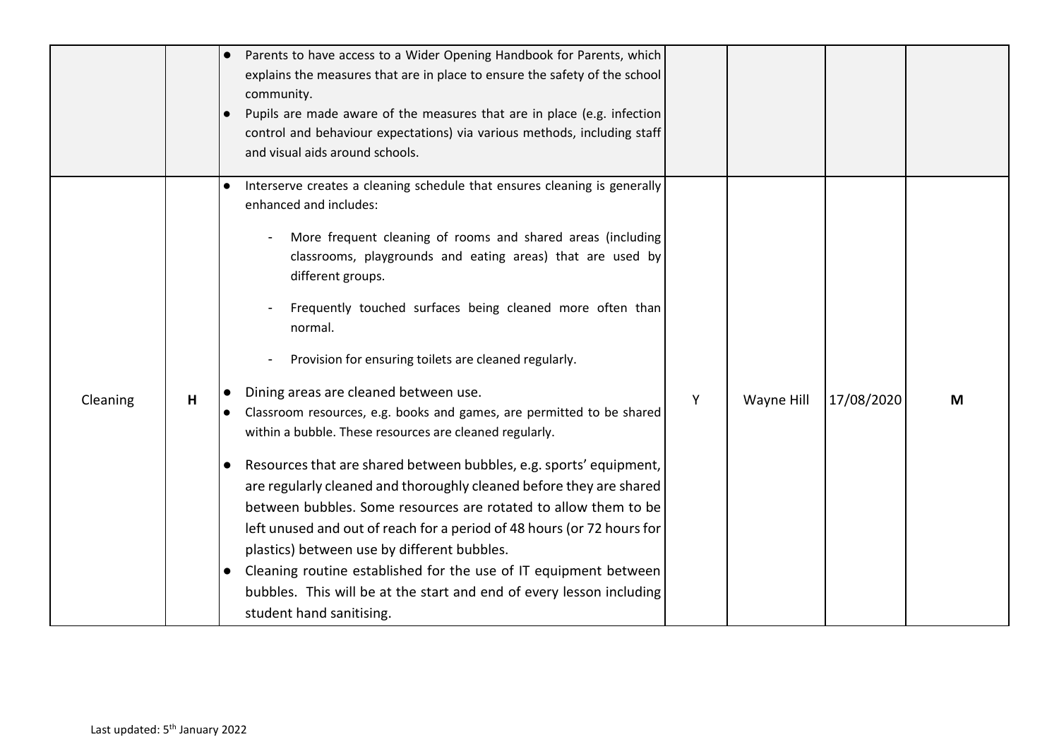| | | | | | | |
|---|---|---|---|---|---|---|
| | | • Parents to have access to a Wider Opening Handbook for Parents, which explains the measures that are in place to ensure the safety of the school community.<br>• Pupils are made aware of the measures that are in place (e.g. infection control and behaviour expectations) via various methods, including staff and visual aids around schools. | | | | |
| Cleaning | H | • Interserve creates a cleaning schedule that ensures cleaning is generally enhanced and includes:<br>- More frequent cleaning of rooms and shared areas (including classrooms, playgrounds and eating areas) that are used by different groups.<br>- Frequently touched surfaces being cleaned more often than normal.<br>- Provision for ensuring toilets are cleaned regularly.<br>• Dining areas are cleaned between use.<br>• Classroom resources, e.g. books and games, are permitted to be shared within a bubble. These resources are cleaned regularly.<br>• Resources that are shared between bubbles, e.g. sports' equipment, are regularly cleaned and thoroughly cleaned before they are shared between bubbles. Some resources are rotated to allow them to be left unused and out of reach for a period of 48 hours (or 72 hours for plastics) between use by different bubbles.<br>• Cleaning routine established for the use of IT equipment between bubbles. This will be at the start and end of every lesson including student hand sanitising. | Y | Wayne Hill | 17/08/2020 | M |

Last updated: 5th January 2022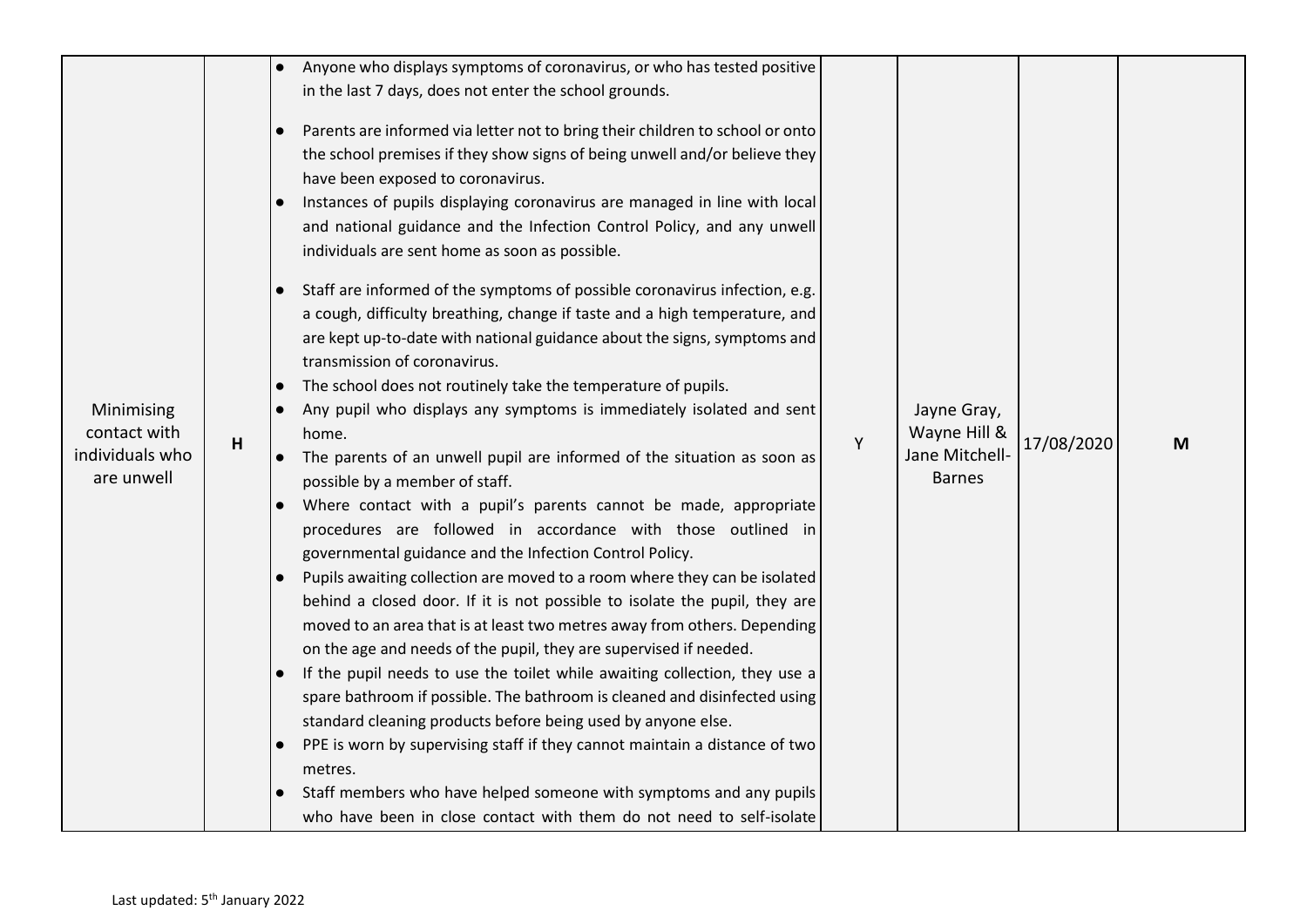| | | | | | | |
|---|---|---|---|---|---|---|
| Minimising contact with individuals who are unwell | H | • Anyone who displays symptoms of coronavirus, or who has tested positive in the last 7 days, does not enter the school grounds.<br>• Parents are informed via letter not to bring their children to school or onto the school premises if they show signs of being unwell and/or believe they have been exposed to coronavirus.<br>• Instances of pupils displaying coronavirus are managed in line with local and national guidance and the Infection Control Policy, and any unwell individuals are sent home as soon as possible.<br>• Staff are informed of the symptoms of possible coronavirus infection, e.g. a cough, difficulty breathing, change if taste and a high temperature, and are kept up-to-date with national guidance about the signs, symptoms and transmission of coronavirus.<br>• The school does not routinely take the temperature of pupils.<br>• Any pupil who displays any symptoms is immediately isolated and sent home.<br>• The parents of an unwell pupil are informed of the situation as soon as possible by a member of staff.<br>• Where contact with a pupil's parents cannot be made, appropriate procedures are followed in accordance with those outlined in governmental guidance and the Infection Control Policy.<br>• Pupils awaiting collection are moved to a room where they can be isolated behind a closed door. If it is not possible to isolate the pupil, they are moved to an area that is at least two metres away from others. Depending on the age and needs of the pupil, they are supervised if needed.<br>• If the pupil needs to use the toilet while awaiting collection, they use a spare bathroom if possible. The bathroom is cleaned and disinfected using standard cleaning products before being used by anyone else.<br>• PPE is worn by supervising staff if they cannot maintain a distance of two metres.<br>• Staff members who have helped someone with symptoms and any pupils who have been in close contact with them do not need to self-isolate | Y | Jayne Gray, Wayne Hill & Jane Mitchell-Barnes | 17/08/2020 | M |

Last updated: 5th January 2022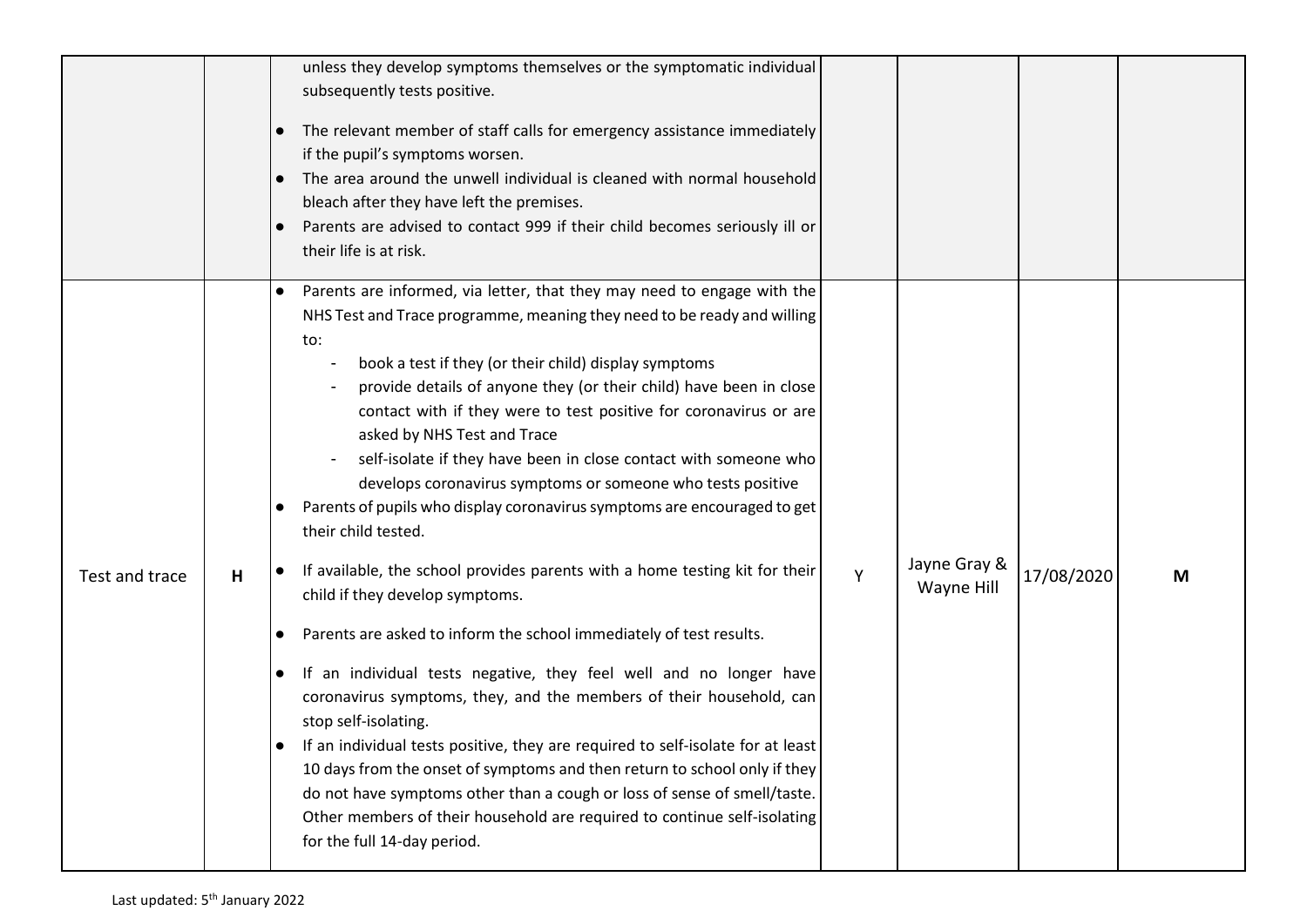| | | | | | | |
|---|---|---|---|---|---|---|
| | | unless they develop symptoms themselves or the symptomatic individual subsequently tests positive.<br><br>• The relevant member of staff calls for emergency assistance immediately if the pupil's symptoms worsen.<br>• The area around the unwell individual is cleaned with normal household bleach after they have left the premises.<br>• Parents are advised to contact 999 if their child becomes seriously ill or their life is at risk. | | | | |
| Test and trace | **H** | • Parents are informed, via letter, that they may need to engage with the NHS Test and Trace programme, meaning they need to be ready and willing to:<br>- book a test if they (or their child) display symptoms<br>- provide details of anyone they (or their child) have been in close contact with if they were to test positive for coronavirus or are asked by NHS Test and Trace<br>- self-isolate if they have been in close contact with someone who develops coronavirus symptoms or someone who tests positive<br>• Parents of pupils who display coronavirus symptoms are encouraged to get their child tested.<br><br>• If available, the school provides parents with a home testing kit for their child if they develop symptoms.<br><br>• Parents are asked to inform the school immediately of test results.<br><br>• If an individual tests negative, they feel well and no longer have coronavirus symptoms, they, and the members of their household, can stop self-isolating.<br>• If an individual tests positive, they are required to self-isolate for at least 10 days from the onset of symptoms and then return to school only if they do not have symptoms other than a cough or loss of sense of smell/taste. Other members of their household are required to continue self-isolating for the full 14-day period. | Y | Jayne Gray & Wayne Hill | 17/08/2020 | **M** |

Last updated: 5th January 2022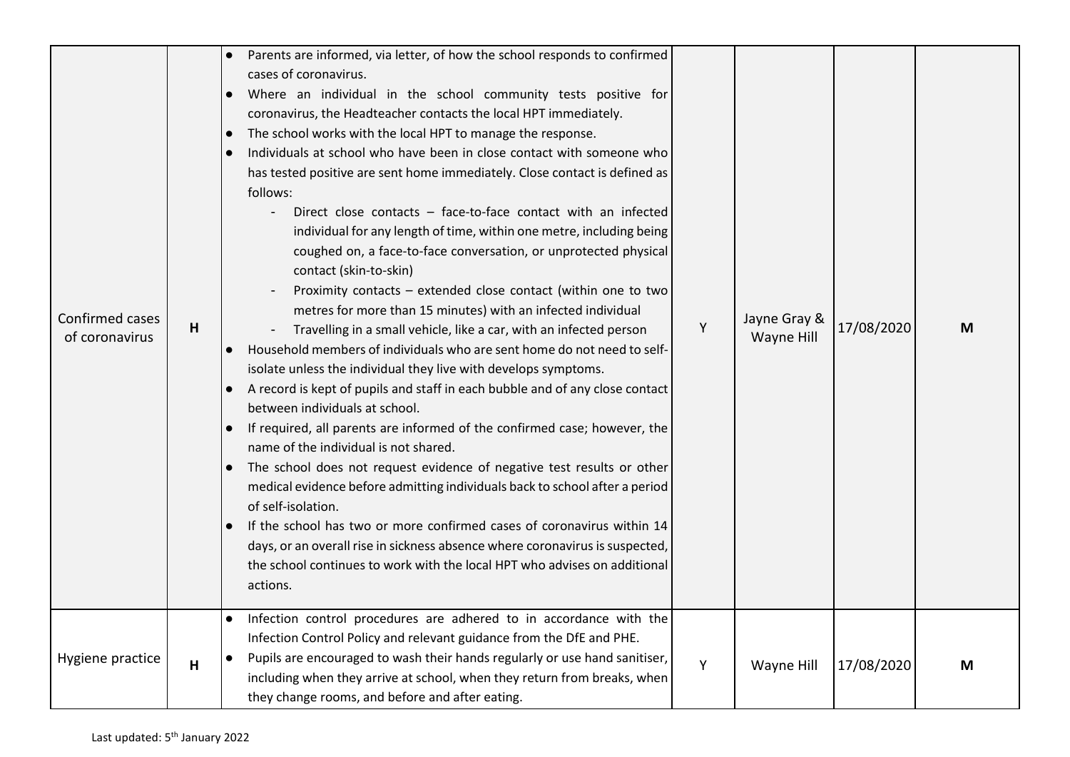| | | | | | | |
|---|---|---|---|---|---|---|
| Confirmed cases of coronavirus | H | • Parents are informed, via letter, of how the school responds to confirmed cases of coronavirus.<br>• Where an individual in the school community tests positive for coronavirus, the Headteacher contacts the local HPT immediately.<br>• The school works with the local HPT to manage the response.<br>• Individuals at school who have been in close contact with someone who has tested positive are sent home immediately. Close contact is defined as follows:<br>- Direct close contacts – face-to-face contact with an infected individual for any length of time, within one metre, including being coughed on, a face-to-face conversation, or unprotected physical contact (skin-to-skin)<br>- Proximity contacts – extended close contact (within one to two metres for more than 15 minutes) with an infected individual<br>- Travelling in a small vehicle, like a car, with an infected person<br>• Household members of individuals who are sent home do not need to self-isolate unless the individual they live with develops symptoms.<br>• A record is kept of pupils and staff in each bubble and of any close contact between individuals at school.<br>• If required, all parents are informed of the confirmed case; however, the name of the individual is not shared.<br>• The school does not request evidence of negative test results or other medical evidence before admitting individuals back to school after a period of self-isolation.<br>• If the school has two or more confirmed cases of coronavirus within 14 days, or an overall rise in sickness absence where coronavirus is suspected, the school continues to work with the local HPT who advises on additional actions. | Y | Jayne Gray & Wayne Hill | 17/08/2020 | M |
| Hygiene practice | H | • Infection control procedures are adhered to in accordance with the Infection Control Policy and relevant guidance from the DfE and PHE.<br>• Pupils are encouraged to wash their hands regularly or use hand sanitiser, including when they arrive at school, when they return from breaks, when they change rooms, and before and after eating. | Y | Wayne Hill | 17/08/2020 | M |

Last updated: 5th January 2022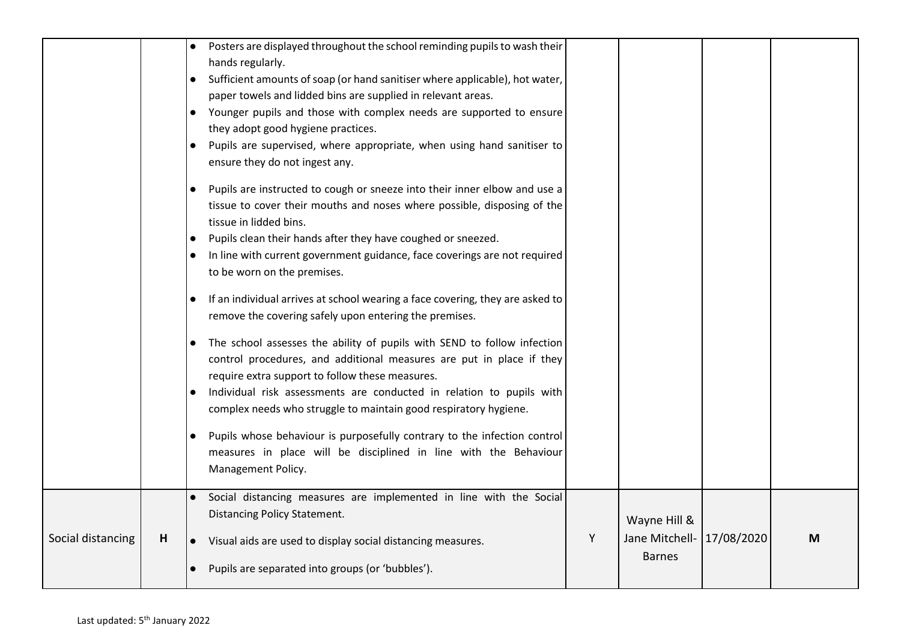| | | | | | | |
|---|---|---|---|---|---|---|
| | | • Posters are displayed throughout the school reminding pupils to wash their hands regularly.<br>• Sufficient amounts of soap (or hand sanitiser where applicable), hot water, paper towels and lidded bins are supplied in relevant areas.<br>• Younger pupils and those with complex needs are supported to ensure they adopt good hygiene practices.<br>• Pupils are supervised, where appropriate, when using hand sanitiser to ensure they do not ingest any.<br>• Pupils are instructed to cough or sneeze into their inner elbow and use a tissue to cover their mouths and noses where possible, disposing of the tissue in lidded bins.<br>• Pupils clean their hands after they have coughed or sneezed.<br>• In line with current government guidance, face coverings are not required to be worn on the premises.<br>• If an individual arrives at school wearing a face covering, they are asked to remove the covering safely upon entering the premises.<br>• The school assesses the ability of pupils with SEND to follow infection control procedures, and additional measures are put in place if they require extra support to follow these measures.<br>• Individual risk assessments are conducted in relation to pupils with complex needs who struggle to maintain good respiratory hygiene.<br>• Pupils whose behaviour is purposefully contrary to the infection control measures in place will be disciplined in line with the Behaviour Management Policy. | | | | |
| Social distancing | **H** | • Social distancing measures are implemented in line with the Social Distancing Policy Statement.<br>• Visual aids are used to display social distancing measures.<br>• Pupils are separated into groups (or 'bubbles'). | Y | Wayne Hill & Jane Mitchell-Barnes | 17/08/2020 | **M** |

Last updated: 5th January 2022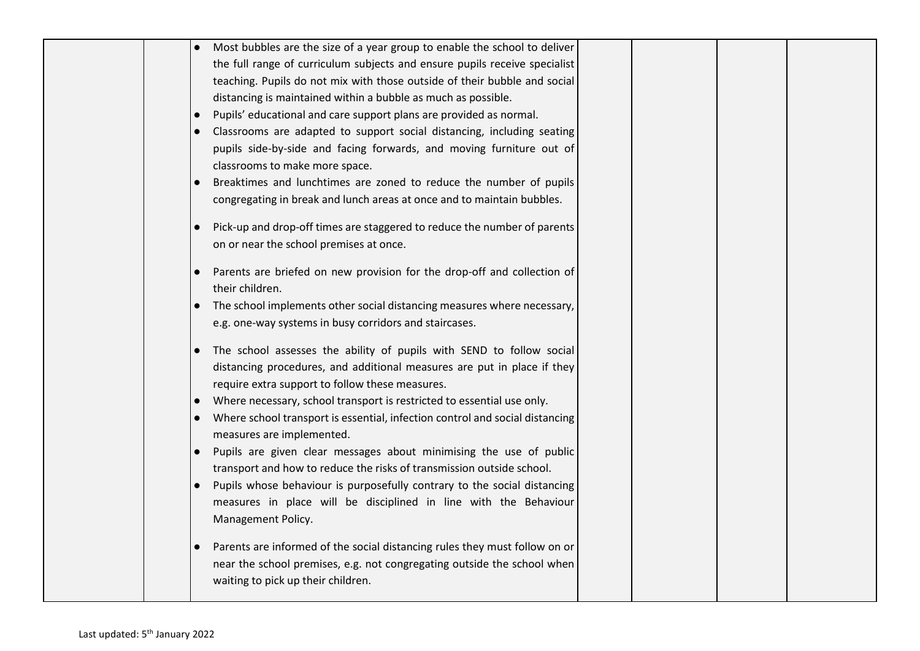|  |  |  |  |  |  |  |
|---|---|---|---|---|---|---|
|  |  | • Most bubbles are the size of a year group to enable the school to deliver the full range of curriculum subjects and ensure pupils receive specialist teaching. Pupils do not mix with those outside of their bubble and social distancing is maintained within a bubble as much as possible.<br>• Pupils' educational and care support plans are provided as normal.<br>• Classrooms are adapted to support social distancing, including seating pupils side-by-side and facing forwards, and moving furniture out of classrooms to make more space.<br>• Breaktimes and lunchtimes are zoned to reduce the number of pupils congregating in break and lunch areas at once and to maintain bubbles.<br>• Pick-up and drop-off times are staggered to reduce the number of parents on or near the school premises at once.<br>• Parents are briefed on new provision for the drop-off and collection of their children.<br>• The school implements other social distancing measures where necessary, e.g. one-way systems in busy corridors and staircases.<br>• The school assesses the ability of pupils with SEND to follow social distancing procedures, and additional measures are put in place if they require extra support to follow these measures.<br>• Where necessary, school transport is restricted to essential use only.<br>• Where school transport is essential, infection control and social distancing measures are implemented.<br>• Pupils are given clear messages about minimising the use of public transport and how to reduce the risks of transmission outside school.<br>• Pupils whose behaviour is purposefully contrary to the social distancing measures in place will be disciplined in line with the Behaviour Management Policy.<br>• Parents are informed of the social distancing rules they must follow on or near the school premises, e.g. not congregating outside the school when waiting to pick up their children. |  |  |  |  |

Last updated: 5th January 2022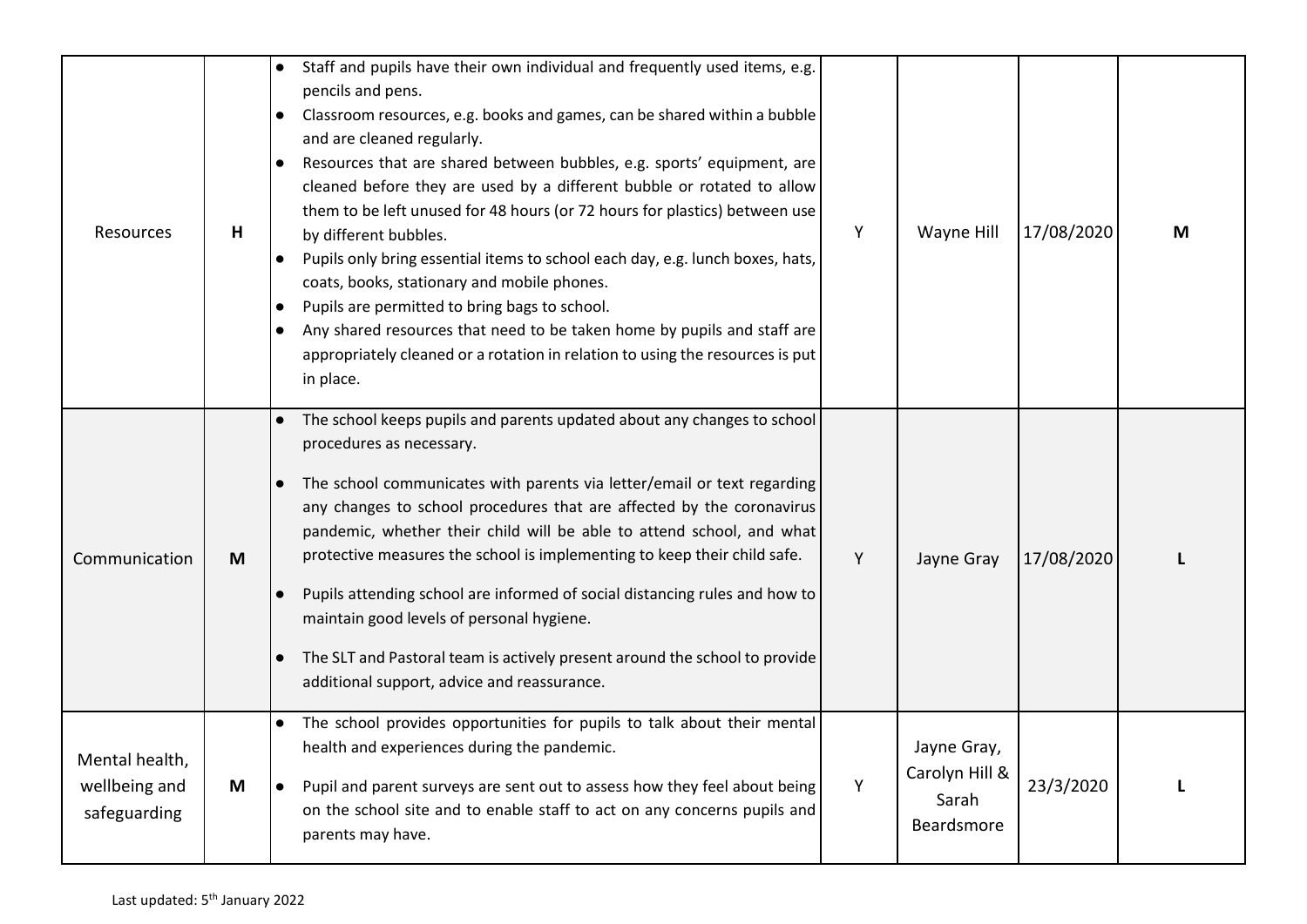| | | | | | | |
|---|---|---|---|---|---|---|
| Resources | **H** | • Staff and pupils have their own individual and frequently used items, e.g. pencils and pens.<br>• Classroom resources, e.g. books and games, can be shared within a bubble and are cleaned regularly.<br>• Resources that are shared between bubbles, e.g. sports' equipment, are cleaned before they are used by a different bubble or rotated to allow them to be left unused for 48 hours (or 72 hours for plastics) between use by different bubbles.<br>• Pupils only bring essential items to school each day, e.g. lunch boxes, hats, coats, books, stationary and mobile phones.<br>• Pupils are permitted to bring bags to school.<br>• Any shared resources that need to be taken home by pupils and staff are appropriately cleaned or a rotation in relation to using the resources is put in place. | Y | Wayne Hill | 17/08/2020 | **M** |
| Communication | **M** | • The school keeps pupils and parents updated about any changes to school procedures as necessary.<br>• The school communicates with parents via letter/email or text regarding any changes to school procedures that are affected by the coronavirus pandemic, whether their child will be able to attend school, and what protective measures the school is implementing to keep their child safe.<br>• Pupils attending school are informed of social distancing rules and how to maintain good levels of personal hygiene.<br>• The SLT and Pastoral team is actively present around the school to provide additional support, advice and reassurance. | Y | Jayne Gray | 17/08/2020 | **L** |
| Mental health, wellbeing and safeguarding | **M** | • The school provides opportunities for pupils to talk about their mental health and experiences during the pandemic.<br>• Pupil and parent surveys are sent out to assess how they feel about being on the school site and to enable staff to act on any concerns pupils and parents may have. | Y | Jayne Gray, Carolyn Hill & Sarah Beardsmore | 23/3/2020 | **L** |

Last updated: 5th January 2022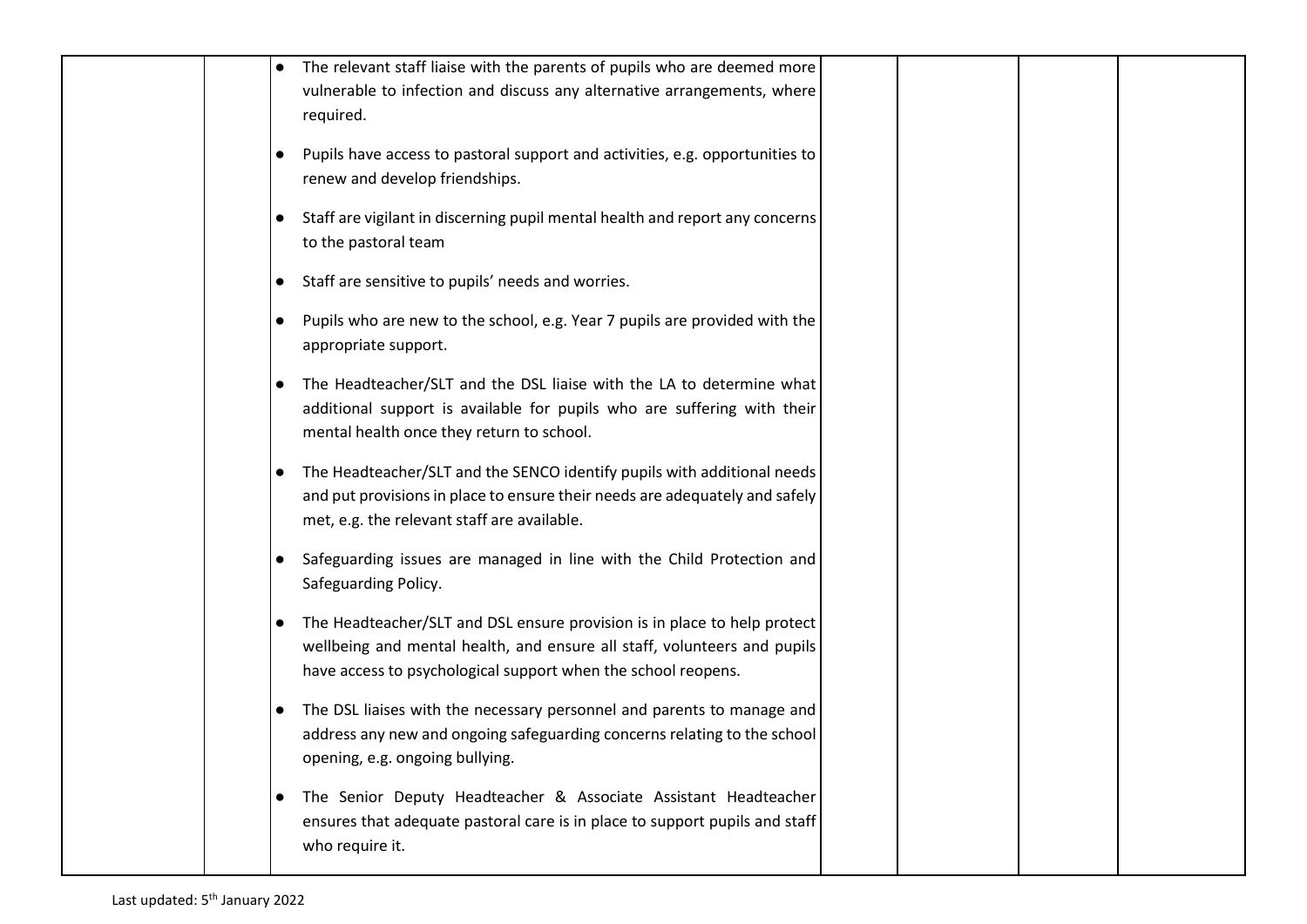| | | | | | | |
|---|---|---|---|---|---|---|
| | | <ul><li>The relevant staff liaise with the parents of pupils who are deemed more vulnerable to infection and discuss any alternative arrangements, where required.</li><li>Pupils have access to pastoral support and activities, e.g. opportunities to renew and develop friendships.</li><li>Staff are vigilant in discerning pupil mental health and report any concerns to the pastoral team</li><li>Staff are sensitive to pupils' needs and worries.</li><li>Pupils who are new to the school, e.g. Year 7 pupils are provided with the appropriate support.</li><li>The Headteacher/SLT and the DSL liaise with the LA to determine what additional support is available for pupils who are suffering with their mental health once they return to school.</li><li>The Headteacher/SLT and the SENCO identify pupils with additional needs and put provisions in place to ensure their needs are adequately and safely met, e.g. the relevant staff are available.</li><li>Safeguarding issues are managed in line with the Child Protection and Safeguarding Policy.</li><li>The Headteacher/SLT and DSL ensure provision is in place to help protect wellbeing and mental health, and ensure all staff, volunteers and pupils have access to psychological support when the school reopens.</li><li>The DSL liaises with the necessary personnel and parents to manage and address any new and ongoing safeguarding concerns relating to the school opening, e.g. ongoing bullying.</li><li>The Senior Deputy Headteacher & Associate Assistant Headteacher ensures that adequate pastoral care is in place to support pupils and staff who require it.</li></ul> | | | | |

Last updated: 5th January 2022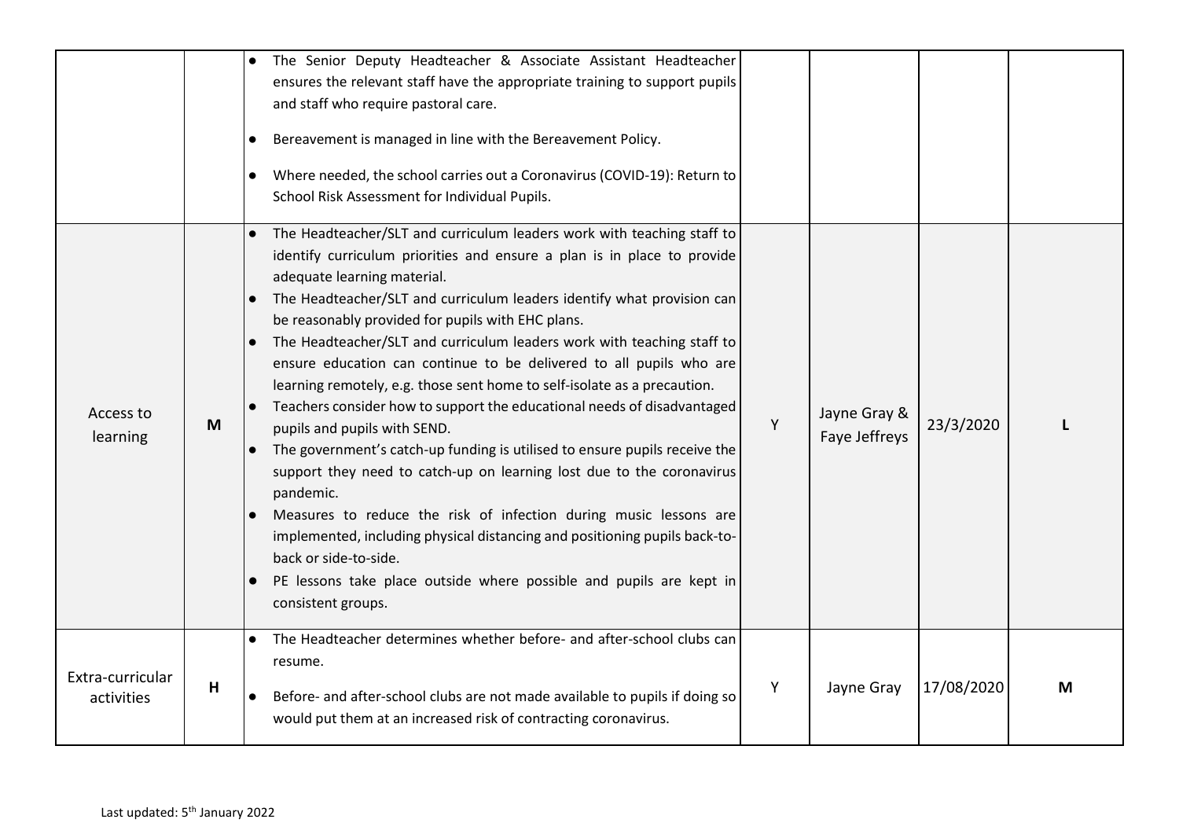| | | | | | | |
|---|---|---|---|---|---|---|
| | | • The Senior Deputy Headteacher & Associate Assistant Headteacher ensures the relevant staff have the appropriate training to support pupils and staff who require pastoral care.<br>• Bereavement is managed in line with the Bereavement Policy.<br>• Where needed, the school carries out a Coronavirus (COVID-19): Return to School Risk Assessment for Individual Pupils. | | | | |
| Access to learning | M | • The Headteacher/SLT and curriculum leaders work with teaching staff to identify curriculum priorities and ensure a plan is in place to provide adequate learning material.<br>• The Headteacher/SLT and curriculum leaders identify what provision can be reasonably provided for pupils with EHC plans.<br>• The Headteacher/SLT and curriculum leaders work with teaching staff to ensure education can continue to be delivered to all pupils who are learning remotely, e.g. those sent home to self-isolate as a precaution.<br>• Teachers consider how to support the educational needs of disadvantaged pupils and pupils with SEND.<br>• The government's catch-up funding is utilised to ensure pupils receive the support they need to catch-up on learning lost due to the coronavirus pandemic.<br>• Measures to reduce the risk of infection during music lessons are implemented, including physical distancing and positioning pupils back-to-back or side-to-side.<br>• PE lessons take place outside where possible and pupils are kept in consistent groups. | Y | Jayne Gray & Faye Jeffreys | 23/3/2020 | L |
| Extra-curricular activities | H | • The Headteacher determines whether before- and after-school clubs can resume.<br>• Before- and after-school clubs are not made available to pupils if doing so would put them at an increased risk of contracting coronavirus. | Y | Jayne Gray | 17/08/2020 | M |

Last updated: 5th January 2022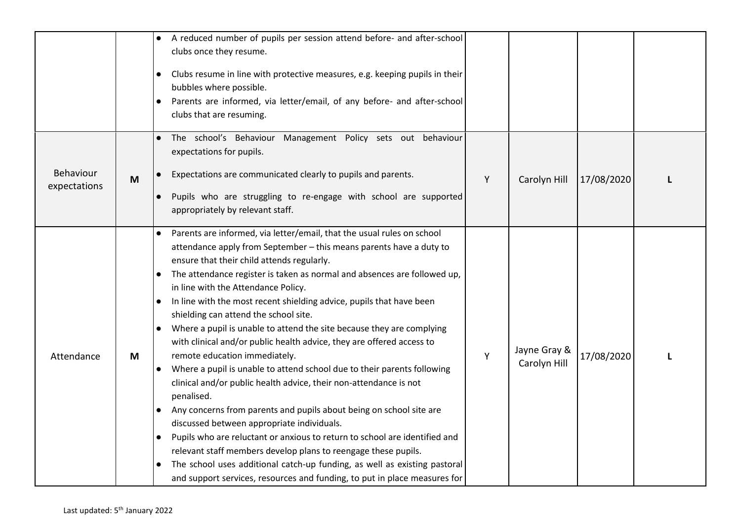| | | | | | | |
|---|---|---|---|---|---|---|
| | | • A reduced number of pupils per session attend before- and after-school clubs once they resume.<br>• Clubs resume in line with protective measures, e.g. keeping pupils in their bubbles where possible.<br>• Parents are informed, via letter/email, of any before- and after-school clubs that are resuming. | | | | |
| Behaviour expectations | M | • The school's Behaviour Management Policy sets out behaviour expectations for pupils.<br>• Expectations are communicated clearly to pupils and parents.<br>• Pupils who are struggling to re-engage with school are supported appropriately by relevant staff. | Y | Carolyn Hill | 17/08/2020 | L |
| Attendance | M | • Parents are informed, via letter/email, that the usual rules on school attendance apply from September – this means parents have a duty to ensure that their child attends regularly.<br>• The attendance register is taken as normal and absences are followed up, in line with the Attendance Policy.<br>• In line with the most recent shielding advice, pupils that have been shielding can attend the school site.<br>• Where a pupil is unable to attend the site because they are complying with clinical and/or public health advice, they are offered access to remote education immediately.<br>• Where a pupil is unable to attend school due to their parents following clinical and/or public health advice, their non-attendance is not penalised.<br>• Any concerns from parents and pupils about being on school site are discussed between appropriate individuals.<br>• Pupils who are reluctant or anxious to return to school are identified and relevant staff members develop plans to reengage these pupils.<br>• The school uses additional catch-up funding, as well as existing pastoral and support services, resources and funding, to put in place measures for | Y | Jayne Gray & Carolyn Hill | 17/08/2020 | L |

Last updated: 5th January 2022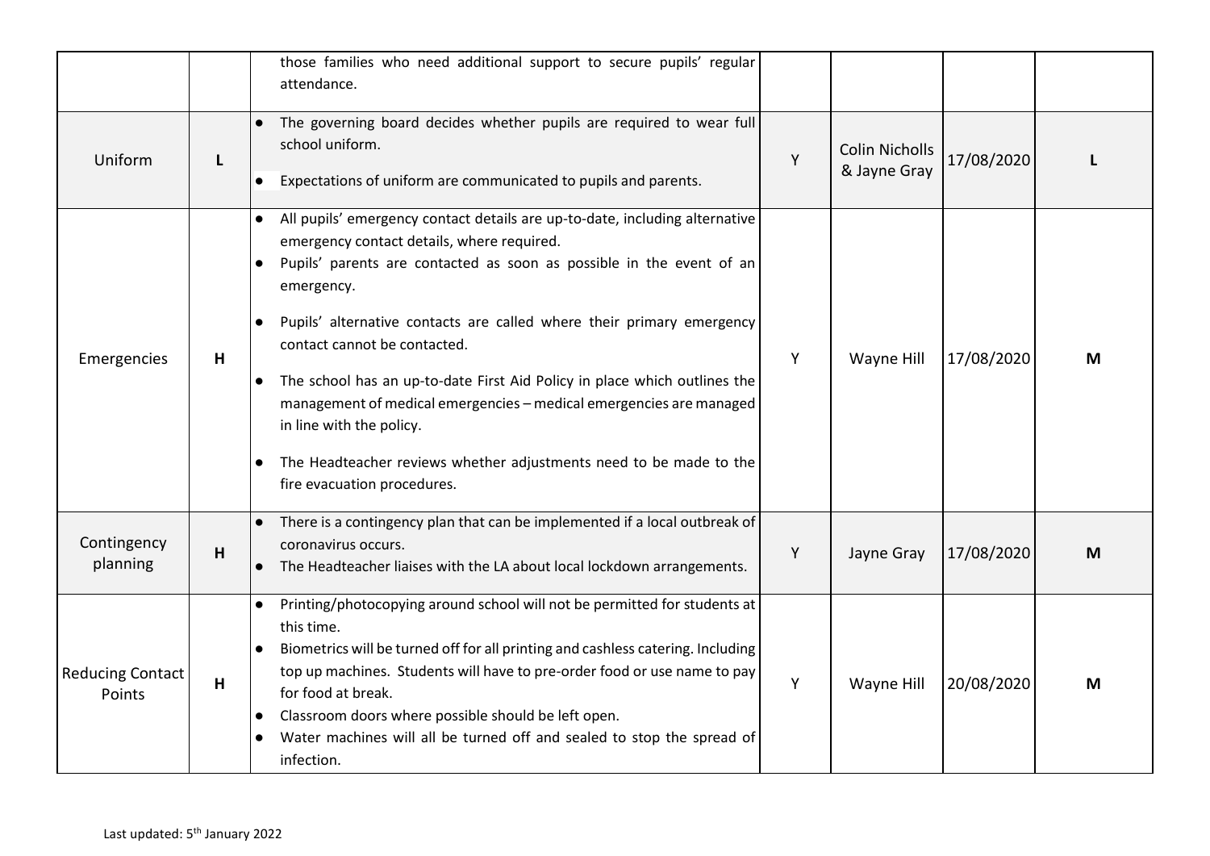| | | | | | | |
|---|---|---|---|---|---|---|
| | | those families who need additional support to secure pupils' regular attendance. | | | | |
| Uniform | **L** | • The governing board decides whether pupils are required to wear full school uniform.<br>• Expectations of uniform are communicated to pupils and parents. | Y | Colin Nicholls & Jayne Gray | 17/08/2020 | **L** |
| Emergencies | **H** | • All pupils' emergency contact details are up-to-date, including alternative emergency contact details, where required.<br>• Pupils' parents are contacted as soon as possible in the event of an emergency.<br>• Pupils' alternative contacts are called where their primary emergency contact cannot be contacted.<br>• The school has an up-to-date First Aid Policy in place which outlines the management of medical emergencies – medical emergencies are managed in line with the policy.<br>• The Headteacher reviews whether adjustments need to be made to the fire evacuation procedures. | Y | Wayne Hill | 17/08/2020 | **M** |
| Contingency planning | **H** | • There is a contingency plan that can be implemented if a local outbreak of coronavirus occurs.<br>• The Headteacher liaises with the LA about local lockdown arrangements. | Y | Jayne Gray | 17/08/2020 | **M** |
| Reducing Contact Points | **H** | • Printing/photocopying around school will not be permitted for students at this time.<br>• Biometrics will be turned off for all printing and cashless catering. Including top up machines. Students will have to pre-order food or use name to pay for food at break.<br>• Classroom doors where possible should be left open.<br>• Water machines will all be turned off and sealed to stop the spread of infection. | Y | Wayne Hill | 20/08/2020 | **M** |

Last updated: 5th January 2022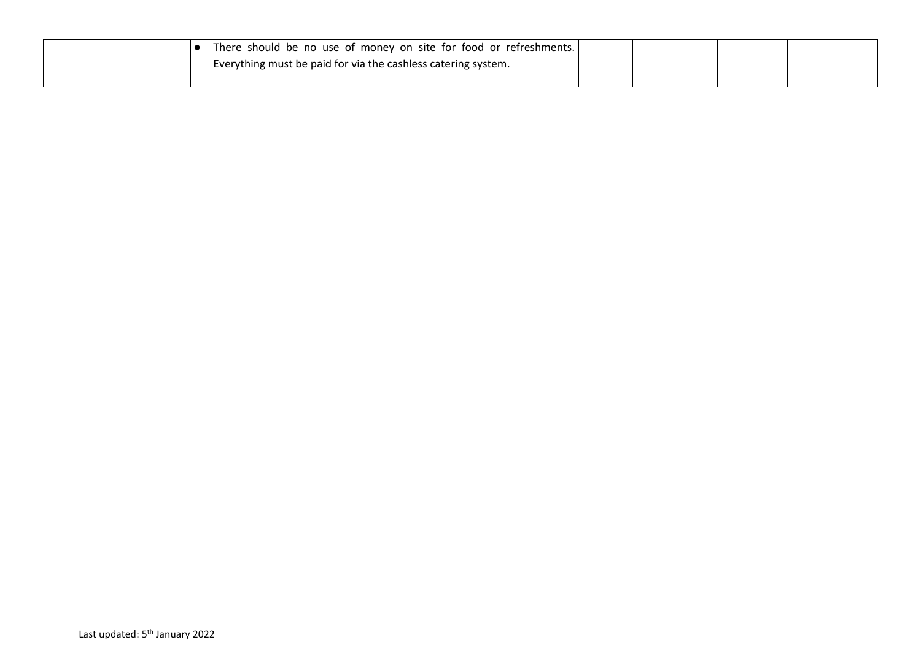| | | | | | | |
|---|---|---|---|---|---|---|
| | | • There should be no use of money on site for food or refreshments. Everything must be paid for via the cashless catering system. | | | | |

Last updated: 5th January 2022